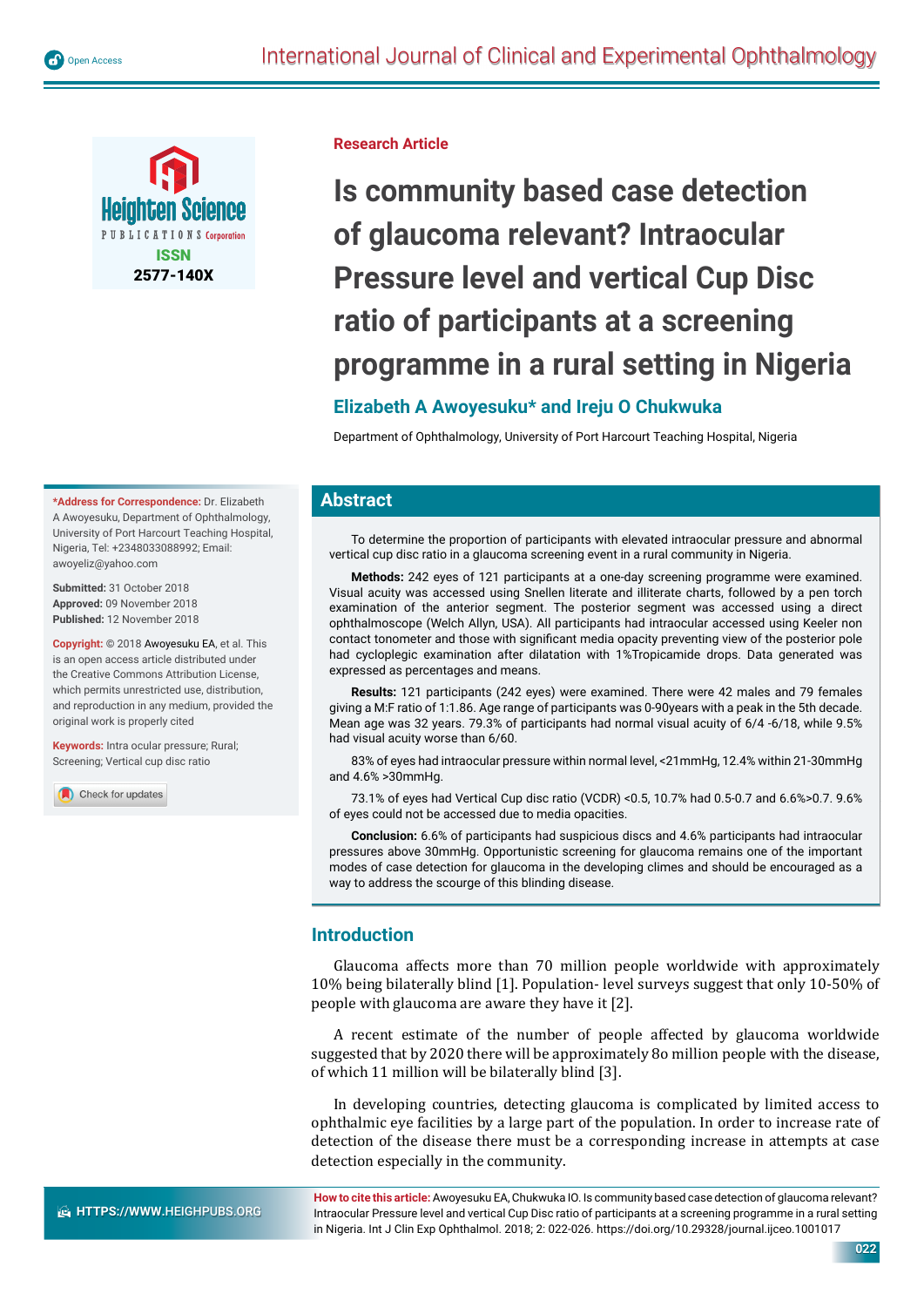Research Article

# Is community based case detection of glaucoma relevant? Intraocular Pressure level and vertical Cup Disc ratio of participants at a screening programme in a rural setting in Nigeria

**Elizabeth A Awoyesuku* and Ireju O Chukwuka**

Department of Ophthalmology, University of Port Harcourt Teaching Hospital, Nigeria

***Address for Correspondence:** Dr. Elizabeth A Awoyesuku, Department of Ophthalmology, University of Port Harcourt Teaching Hospital, Nigeria, Tel: +2348033088992; Email: awoyeliz@yahoo.com

**Submitted:** 31 October 2018
**Approved:** 09 November 2018
**Published:** 12 November 2018

**Copyright:** © 2018 Awoyesuku EA, et al. This is an open access article distributed under the Creative Commons Attribution License, which permits unrestricted use, distribution, and reproduction in any medium, provided the original work is properly cited

**Keywords:** Intra ocular pressure; Rural; Screening; Vertical cup disc ratio

## Abstract

To determine the proportion of participants with elevated intraocular pressure and abnormal vertical cup disc ratio in a glaucoma screening event in a rural community in Nigeria.

**Methods:** 242 eyes of 121 participants at a one-day screening programme were examined. Visual acuity was accessed using Snellen literate and illiterate charts, followed by a pen torch examination of the anterior segment. The posterior segment was accessed using a direct ophthalmoscope (Welch Allyn, USA). All participants had intraocular accessed using Keeler non contact tonometer and those with significant media opacity preventing view of the posterior pole had cycloplegic examination after dilatation with 1%Tropicamide drops. Data generated was expressed as percentages and means.

**Results:** 121 participants (242 eyes) were examined. There were 42 males and 79 females giving a M:F ratio of 1:1.86. Age range of participants was 0-90years with a peak in the 5th decade. Mean age was 32 years. 79.3% of participants had normal visual acuity of 6/4 -6/18, while 9.5% had visual acuity worse than 6/60.

83% of eyes had intraocular pressure within normal level, <21mmHg, 12.4% within 21-30mmHg and 4.6% >30mmHg.

73.1% of eyes had Vertical Cup disc ratio (VCDR) <0.5, 10.7% had 0.5-0.7 and 6.6%>0.7. 9.6% of eyes could not be accessed due to media opacities.

**Conclusion:** 6.6% of participants had suspicious discs and 4.6% participants had intraocular pressures above 30mmHg. Opportunistic screening for glaucoma remains one of the important modes of case detection for glaucoma in the developing climes and should be encouraged as a way to address the scourge of this blinding disease.

## Introduction

Glaucoma affects more than 70 million people worldwide with approximately 10% being bilaterally blind [1]. Population- level surveys suggest that only 10-50% of people with glaucoma are aware they have it [2].

A recent estimate of the number of people affected by glaucoma worldwide suggested that by 2020 there will be approximately 8o million people with the disease, of which 11 million will be bilaterally blind [3].

In developing countries, detecting glaucoma is complicated by limited access to ophthalmic eye facilities by a large part of the population. In order to increase rate of detection of the disease there must be a corresponding increase in attempts at case detection especially in the community.

**How to cite this article:** Awoyesuku EA, Chukwuka IO. Is community based case detection of glaucoma relevant? Intraocular Pressure level and vertical Cup Disc ratio of participants at a screening programme in a rural setting in Nigeria. Int J Clin Exp Ophthalmol. 2018; 2: 022-026. https://doi.org/10.29328/journal.ijceo.1001017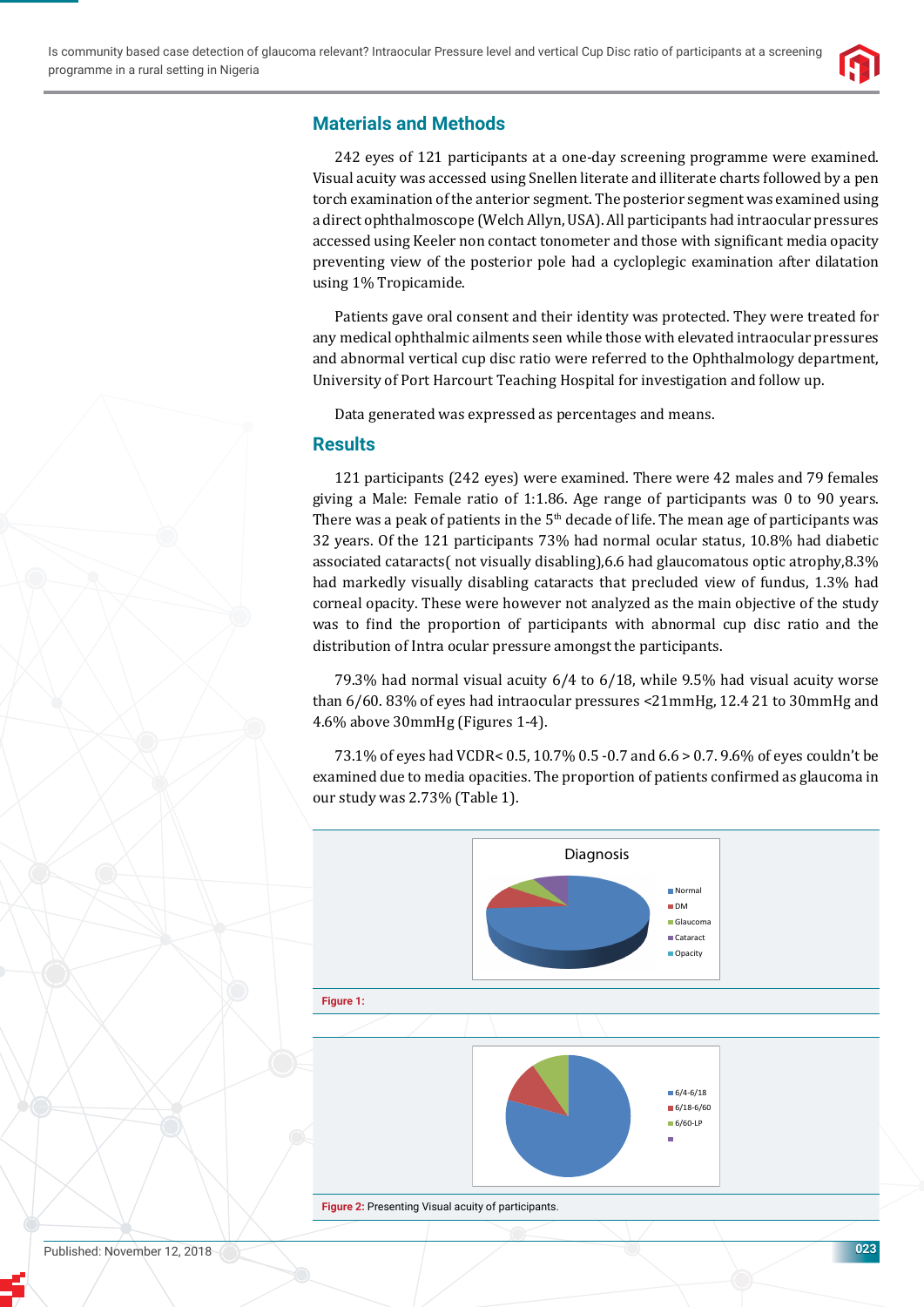## Materials and Methods

242 eyes of 121 participants at a one-day screening programme were examined. Visual acuity was accessed using Snellen literate and illiterate charts followed by a pen torch examination of the anterior segment. The posterior segment was examined using a direct ophthalmoscope (Welch Allyn, USA). All participants had intraocular pressures accessed using Keeler non contact tonometer and those with significant media opacity preventing view of the posterior pole had a cycloplegic examination after dilatation using 1% Tropicamide.

Patients gave oral consent and their identity was protected. They were treated for any medical ophthalmic ailments seen while those with elevated intraocular pressures and abnormal vertical cup disc ratio were referred to the Ophthalmology department, University of Port Harcourt Teaching Hospital for investigation and follow up.

Data generated was expressed as percentages and means.

## Results

121 participants (242 eyes) were examined. There were 42 males and 79 females giving a Male: Female ratio of 1:1.86. Age range of participants was 0 to 90 years. There was a peak of patients in the 5th decade of life. The mean age of participants was 32 years. Of the 121 participants 73% had normal ocular status, 10.8% had diabetic associated cataracts( not visually disabling),6.6 had glaucomatous optic atrophy,8.3% had markedly visually disabling cataracts that precluded view of fundus, 1.3% had corneal opacity. These were however not analyzed as the main objective of the study was to find the proportion of participants with abnormal cup disc ratio and the distribution of Intra ocular pressure amongst the participants.

79.3% had normal visual acuity 6/4 to 6/18, while 9.5% had visual acuity worse than 6/60. 83% of eyes had intraocular pressures <21mmHg, 12.4 21 to 30mmHg and 4.6% above 30mmHg (Figures 1-4).

73.1% of eyes had VCDR< 0.5, 10.7% 0.5 -0.7 and 6.6 > 0.7. 9.6% of eyes couldn't be examined due to media opacities. The proportion of patients confirmed as glaucoma in our study was 2.73% (Table 1).

Diagnosis

Normal
DM
Glaucoma
Cataract
Opacity

**Figure 1:**

6/4-6/18
6/18-6/60
6/60-LP

**Figure 2:** Presenting Visual acuity of participants.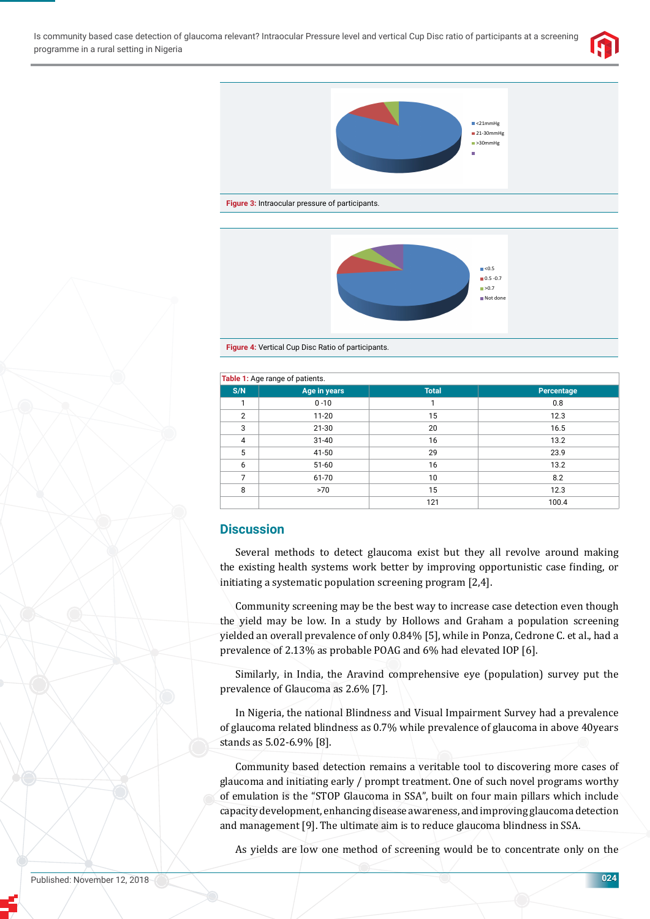Figure 3: Intraocular pressure of participants.

Figure 4: Vertical Cup Disc Ratio of participants.

Table 1: Age range of patients.

| S/N | Age in years | Total | Percentage |
|---|---|---|---|
| 1 | 0 -10 | 1 | 0.8 |
| 2 | 11-20 | 15 | 12.3 |
| 3 | 21-30 | 20 | 16.5 |
| 4 | 31-40 | 16 | 13.2 |
| 5 | 41-50 | 29 | 23.9 |
| 6 | 51-60 | 16 | 13.2 |
| 7 | 61-70 | 10 | 8.2 |
| 8 | >70 | 15 | 12.3 |
| | | 121 | 100.4 |

## Discussion

Several methods to detect glaucoma exist but they all revolve around making the existing health systems work better by improving opportunistic case finding, or initiating a systematic population screening program [2,4].

Community screening may be the best way to increase case detection even though the yield may be low. In a study by Hollows and Graham a population screening yielded an overall prevalence of only 0.84% [5], while in Ponza, Cedrone C. et al., had a prevalence of 2.13% as probable POAG and 6% had elevated IOP [6].

Similarly, in India, the Aravind comprehensive eye (population) survey put the prevalence of Glaucoma as 2.6% [7].

In Nigeria, the national Blindness and Visual Impairment Survey had a prevalence of glaucoma related blindness as 0.7% while prevalence of glaucoma in above 40years stands as 5.02-6.9% [8].

Community based detection remains a veritable tool to discovering more cases of glaucoma and initiating early / prompt treatment. One of such novel programs worthy of emulation is the “STOP Glaucoma in SSA”, built on four main pillars which include capacity development, enhancing disease awareness, and improving glaucoma detection and management [9]. The ultimate aim is to reduce glaucoma blindness in SSA.

As yields are low one method of screening would be to concentrate only on the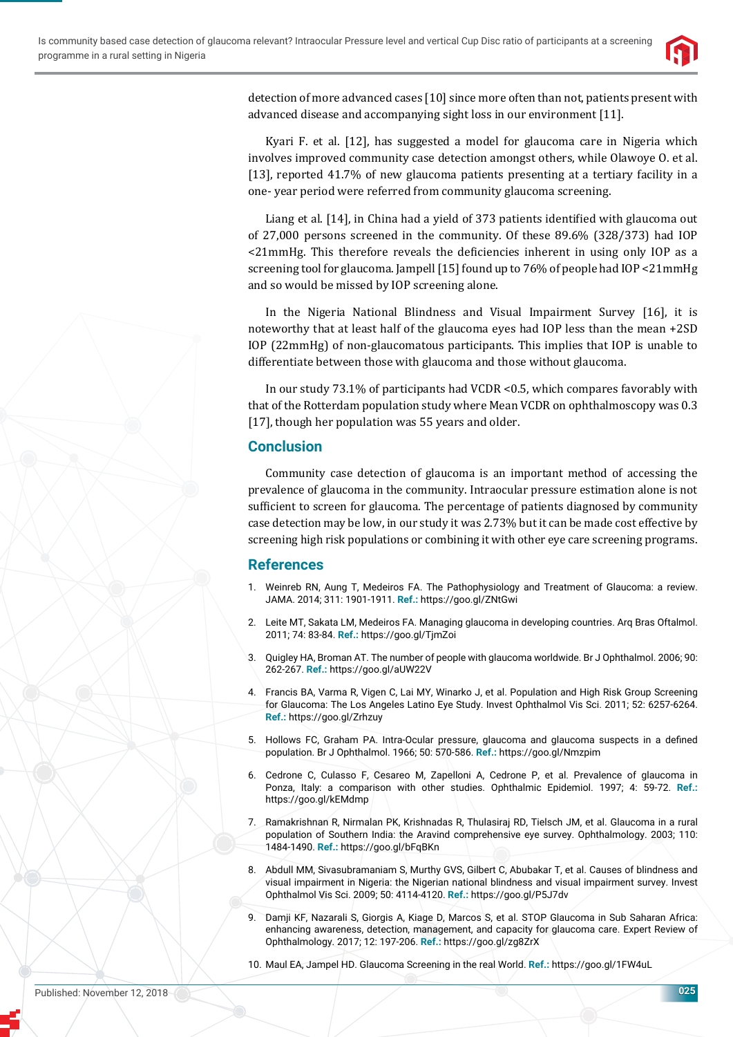detection of more advanced cases [10] since more often than not, patients present with advanced disease and accompanying sight loss in our environment [11].

Kyari F. et al. [12], has suggested a model for glaucoma care in Nigeria which involves improved community case detection amongst others, while Olawoye O. et al. [13], reported 41.7% of new glaucoma patients presenting at a tertiary facility in a one- year period were referred from community glaucoma screening.

Liang et al. [14], in China had a yield of 373 patients identified with glaucoma out of 27,000 persons screened in the community. Of these 89.6% (328/373) had IOP <21mmHg. This therefore reveals the deficiencies inherent in using only IOP as a screening tool for glaucoma. Jampell [15] found up to 76% of people had IOP <21mmHg and so would be missed by IOP screening alone.

In the Nigeria National Blindness and Visual Impairment Survey [16], it is noteworthy that at least half of the glaucoma eyes had IOP less than the mean +2SD IOP (22mmHg) of non-glaucomatous participants. This implies that IOP is unable to differentiate between those with glaucoma and those without glaucoma.

In our study 73.1% of participants had VCDR <0.5, which compares favorably with that of the Rotterdam population study where Mean VCDR on ophthalmoscopy was 0.3 [17], though her population was 55 years and older.

## Conclusion

Community case detection of glaucoma is an important method of accessing the prevalence of glaucoma in the community. Intraocular pressure estimation alone is not sufficient to screen for glaucoma. The percentage of patients diagnosed by community case detection may be low, in our study it was 2.73% but it can be made cost effective by screening high risk populations or combining it with other eye care screening programs.

## References

1. Weinreb RN, Aung T, Medeiros FA. The Pathophysiology and Treatment of Glaucoma: a review. JAMA. 2014; 311: 1901-1911. **Ref.:** https://goo.gl/ZNtGwi
2. Leite MT, Sakata LM, Medeiros FA. Managing glaucoma in developing countries. Arq Bras Oftalmol. 2011; 74: 83-84. **Ref.:** https://goo.gl/TjmZoi
3. Quigley HA, Broman AT. The number of people with glaucoma worldwide. Br J Ophthalmol. 2006; 90: 262-267. **Ref.:** https://goo.gl/aUW22V
4. Francis BA, Varma R, Vigen C, Lai MY, Winarko J, et al. Population and High Risk Group Screening for Glaucoma: The Los Angeles Latino Eye Study. Invest Ophthalmol Vis Sci. 2011; 52: 6257-6264. **Ref.:** https://goo.gl/Zrhzuy
5. Hollows FC, Graham PA. Intra-Ocular pressure, glaucoma and glaucoma suspects in a defined population. Br J Ophthalmol. 1966; 50: 570-586. **Ref.:** https://goo.gl/Nmzpim
6. Cedrone C, Culasso F, Cesareo M, Zapelloni A, Cedrone P, et al. Prevalence of glaucoma in Ponza, Italy: a comparison with other studies. Ophthalmic Epidemiol. 1997; 4: 59-72. **Ref.:** https://goo.gl/kEMdmp
7. Ramakrishnan R, Nirmalan PK, Krishnadas R, Thulasiraj RD, Tielsch JM, et al. Glaucoma in a rural population of Southern India: the Aravind comprehensive eye survey. Ophthalmology. 2003; 110: 1484-1490. **Ref.:** https://goo.gl/bFqBKn
8. Abdull MM, Sivasubramaniam S, Murthy GVS, Gilbert C, Abubakar T, et al. Causes of blindness and visual impairment in Nigeria: the Nigerian national blindness and visual impairment survey. Invest Ophthalmol Vis Sci. 2009; 50: 4114-4120. **Ref.:** https://goo.gl/P5J7dv
9. Damji KF, Nazarali S, Giorgis A, Kiage D, Marcos S, et al. STOP Glaucoma in Sub Saharan Africa: enhancing awareness, detection, management, and capacity for glaucoma care. Expert Review of Ophthalmology. 2017; 12: 197-206. **Ref.:** https://goo.gl/zg8ZrX
10. Maul EA, Jampel HD. Glaucoma Screening in the real World. **Ref.:** https://goo.gl/1FW4uL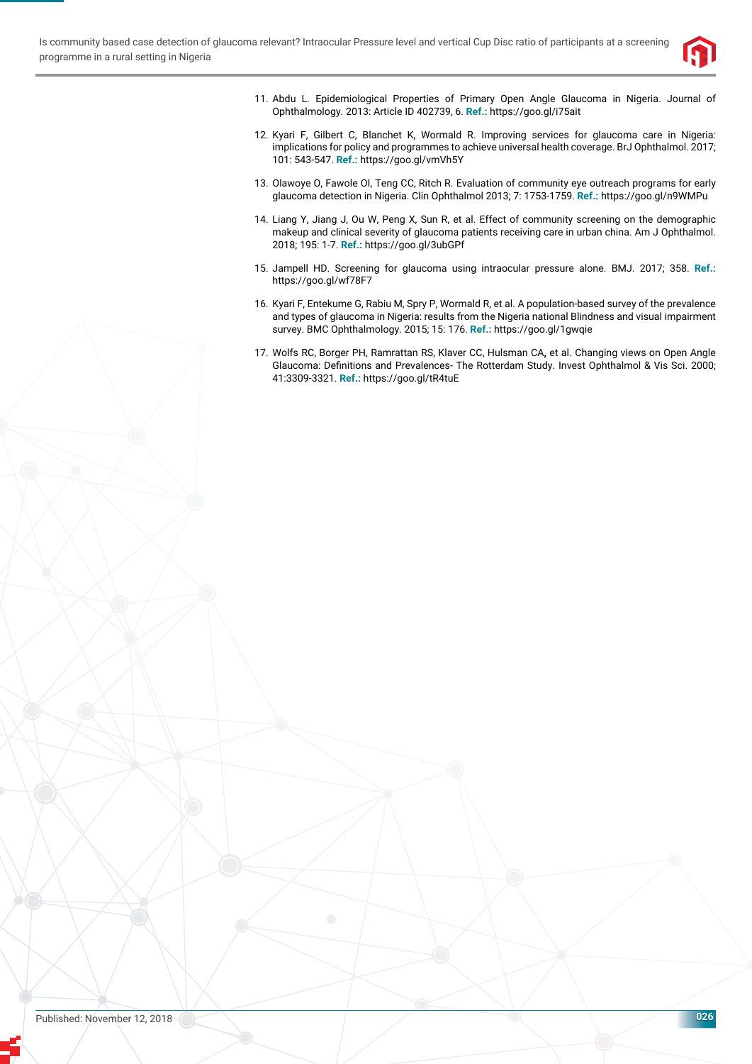11. Abdu L. Epidemiological Properties of Primary Open Angle Glaucoma in Nigeria. Journal of Ophthalmology. 2013: Article ID 402739, 6. **Ref.:** https://goo.gl/i75ait

12. Kyari F, Gilbert C, Blanchet K, Wormald R. Improving services for glaucoma care in Nigeria: implications for policy and programmes to achieve universal health coverage. BrJ Ophthalmol. 2017; 101: 543-547. **Ref.:** https://goo.gl/vmVh5Y

13. Olawoye O, Fawole OI, Teng CC, Ritch R. Evaluation of community eye outreach programs for early glaucoma detection in Nigeria. Clin Ophthalmol 2013; 7: 1753-1759. **Ref.:** https://goo.gl/n9WMPu

14. Liang Y, Jiang J, Ou W, Peng X, Sun R, et al. Effect of community screening on the demographic makeup and clinical severity of glaucoma patients receiving care in urban china. Am J Ophthalmol. 2018; 195: 1-7. **Ref.:** https://goo.gl/3ubGPf

15. Jampell HD. Screening for glaucoma using intraocular pressure alone. BMJ. 2017; 358. **Ref.:** https://goo.gl/wf78F7

16. Kyari F, Entekume G, Rabiu M, Spry P, Wormald R, et al. A population-based survey of the prevalence and types of glaucoma in Nigeria: results from the Nigeria national Blindness and visual impairment survey. BMC Ophthalmology. 2015; 15: 176. **Ref.:** https://goo.gl/1gwqie

17. Wolfs RC, Borger PH, Ramrattan RS, Klaver CC, Hulsman CA, et al. Changing views on Open Angle Glaucoma: Definitions and Prevalences- The Rotterdam Study. Invest Ophthalmol & Vis Sci. 2000; 41:3309-3321. **Ref.:** https://goo.gl/tR4tuE

Published: November 12, 2018